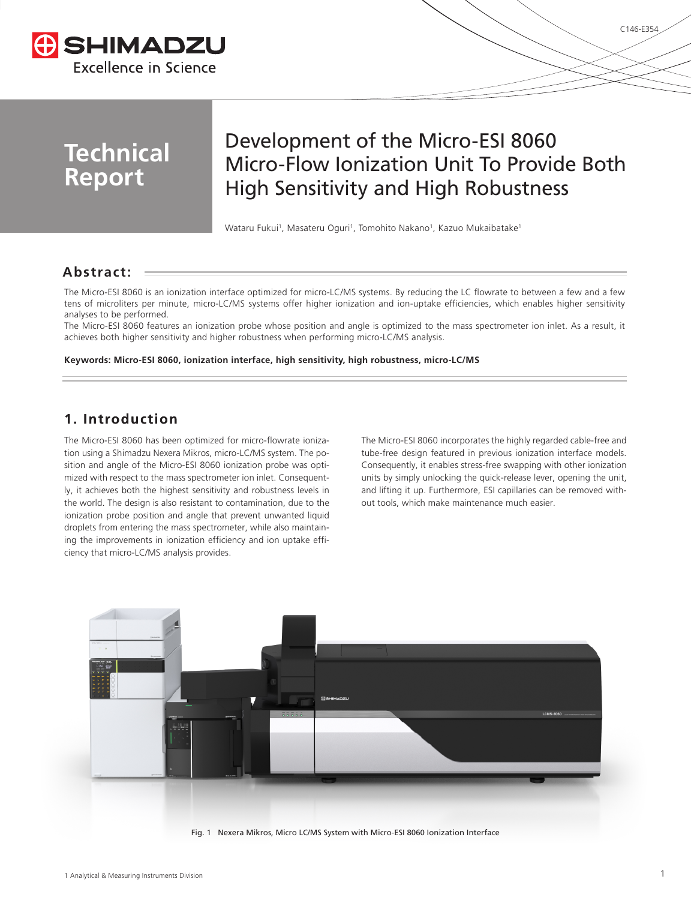SHIMADZU

Excellence in Science

C146-E354

# Technical Report

# Development of the Micro-ESI 8060 Micro-Flow Ionization Unit To Provide Both High Sensitivity and High Robustness

Wataru Fukui[1], Masateru Oguri[1], Tomohito Nakano[1], Kazuo Mukaibatake[1]

## Abstract:

The Micro-ESI 8060 is an ionization interface optimized for micro-LC/MS systems. By reducing the LC flowrate to between a few and a few tens of microliters per minute, micro-LC/MS systems offer higher ionization and ion-uptake efficiencies, which enables higher sensitivity analyses to be performed.

The Micro-ESI 8060 features an ionization probe whose position and angle is optimized to the mass spectrometer ion inlet. As a result, it achieves both higher sensitivity and higher robustness when performing micro-LC/MS analysis.

**Keywords: Micro-ESI 8060, ionization interface, high sensitivity, high robustness, micro-LC/MS**

## 1. Introduction

The Micro-ESI 8060 has been optimized for micro-flowrate ionization using a Shimadzu Nexera Mikros, micro-LC/MS system. The position and angle of the Micro-ESI 8060 ionization probe was optimized with respect to the mass spectrometer ion inlet. Consequently, it achieves both the highest sensitivity and robustness levels in the world. The design is also resistant to contamination, due to the ionization probe position and angle that prevent unwanted liquid droplets from entering the mass spectrometer, while also maintaining the improvements in ionization efficiency and ion uptake efficiency that micro-LC/MS analysis provides.

The Micro-ESI 8060 incorporates the highly regarded cable-free and tube-free design featured in previous ionization interface models. Consequently, it enables stress-free swapping with other ionization units by simply unlocking the quick-release lever, opening the unit, and lifting it up. Furthermore, ESI capillaries can be removed without tools, which make maintenance much easier.

Fig. 1 Nexera Mikros, Micro LC/MS System with Micro-ESI 8060 Ionization Interface

1 Analytical & Measuring Instruments Division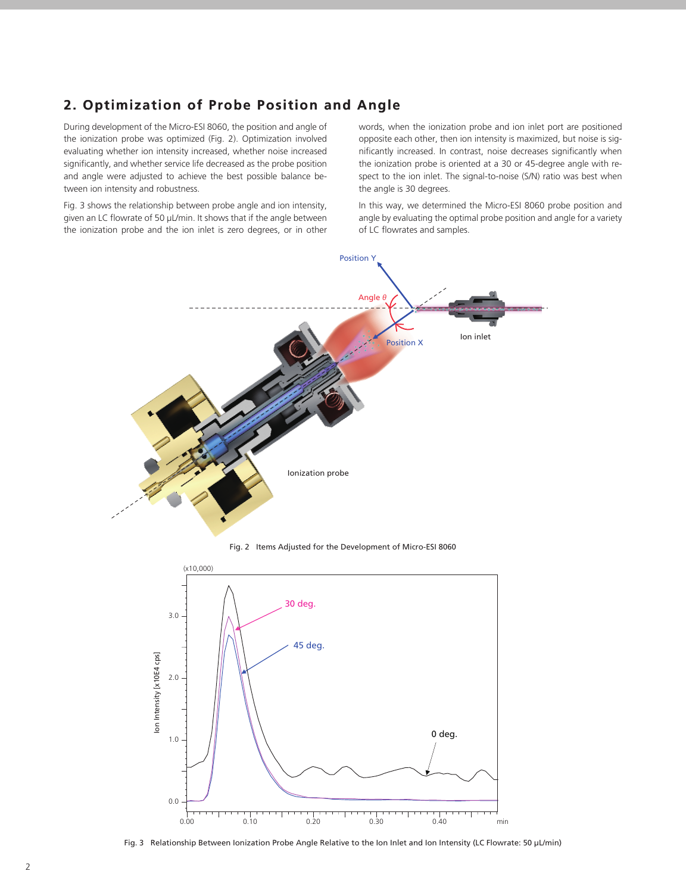## 2. Optimization of Probe Position and Angle

During development of the Micro-ESI 8060, the position and angle of the ionization probe was optimized (Fig. 2). Optimization involved evaluating whether ion intensity increased, whether noise increased significantly, and whether service life decreased as the probe position and angle were adjusted to achieve the best possible balance between ion intensity and robustness.

Fig. 3 shows the relationship between probe angle and ion intensity, given an LC flowrate of 50 µL/min. It shows that if the angle between the ionization probe and the ion inlet is zero degrees, or in other words, when the ionization probe and ion inlet port are positioned opposite each other, then ion intensity is maximized, but noise is significantly increased. In contrast, noise decreases significantly when the ionization probe is oriented at a 30 or 45-degree angle with respect to the ion inlet. The signal-to-noise (S/N) ratio was best when the angle is 30 degrees.

In this way, we determined the Micro-ESI 8060 probe position and angle by evaluating the optimal probe position and angle for a variety of LC flowrates and samples.

Fig. 2 Items Adjusted for the Development of Micro-ESI 8060

Fig. 3 Relationship Between Ionization Probe Angle Relative to the Ion Inlet and Ion Intensity (LC Flowrate: 50 µL/min)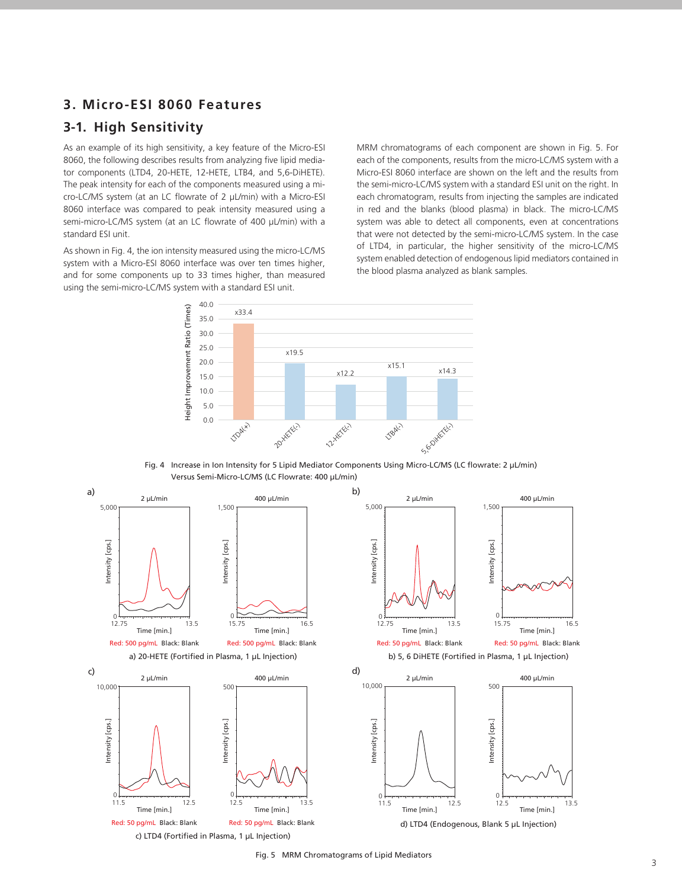## 3. Micro-ESI 8060 Features

### 3-1. High Sensitivity

As an example of its high sensitivity, a key feature of the Micro-ESI 8060, the following describes results from analyzing five lipid mediator components (LTD4, 20-HETE, 12-HETE, LTB4, and 5,6-DiHETE). The peak intensity for each of the components measured using a micro-LC/MS system (at an LC flowrate of 2 µL/min) with a Micro-ESI 8060 interface was compared to peak intensity measured using a semi-micro-LC/MS system (at an LC flowrate of 400 µL/min) with a standard ESI unit.

As shown in Fig. 4, the ion intensity measured using the micro-LC/MS system with a Micro-ESI 8060 interface was over ten times higher, and for some components up to 33 times higher, than measured using the semi-micro-LC/MS system with a standard ESI unit.

MRM chromatograms of each component are shown in Fig. 5. For each of the components, results from the micro-LC/MS system with a Micro-ESI 8060 interface are shown on the left and the results from the semi-micro-LC/MS system with a standard ESI unit on the right. In each chromatogram, results from injecting the samples are indicated in red and the blanks (blood plasma) in black. The micro-LC/MS system was able to detect all components, even at concentrations that were not detected by the semi-micro-LC/MS system. In the case of LTD4, in particular, the higher sensitivity of the micro-LC/MS system enabled detection of endogenous lipid mediators contained in the blood plasma analyzed as blank samples.

| Component | Height Improvement Ratio (Times) |
|---|---|
| LTD4(+) | x33.4 |
| 20-HETE(-) | x19.5 |
| 12-HETE(-) | x12.2 |
| LTB4(-) | x15.1 |
| 5,6-DiHETE(-) | x14.3 |

Fig. 4 Increase in Ion Intensity for 5 Lipid Mediator Components Using Micro-LC/MS (LC flowrate: 2 µL/min) Versus Semi-Micro-LC/MS (LC Flowrate: 400 µL/min)

a) 20-HETE (Fortified in Plasma, 1 µL Injection) — 2 µL/min / 400 µL/min; Red: 500 pg/mL Black: Blank

b) 5, 6 DiHETE (Fortified in Plasma, 1 µL Injection) — 2 µL/min / 400 µL/min; Red: 50 pg/mL Black: Blank

c) LTD4 (Fortified in Plasma, 1 µL Injection) — 2 µL/min / 400 µL/min; Red: 50 pg/mL Black: Blank

d) LTD4 (Endogenous, Blank 5 µL Injection) — 2 µL/min / 400 µL/min

Fig. 5 MRM Chromatograms of Lipid Mediators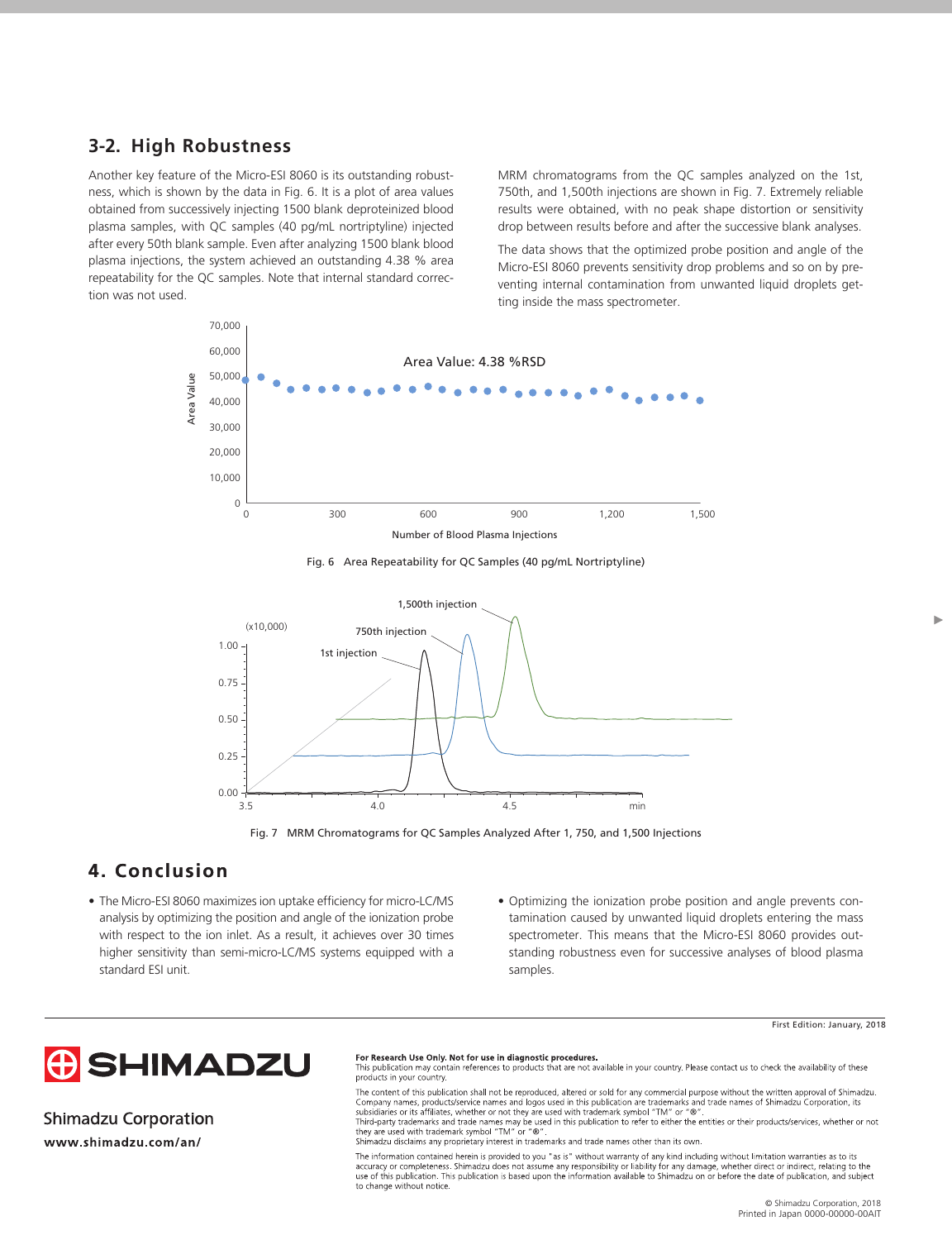## 3-2. High Robustness

Another key feature of the Micro-ESI 8060 is its outstanding robustness, which is shown by the data in Fig. 6. It is a plot of area values obtained from successively injecting 1500 blank deproteinized blood plasma samples, with QC samples (40 pg/mL nortriptyline) injected after every 50th blank sample. Even after analyzing 1500 blank blood plasma injections, the system achieved an outstanding 4.38 % area repeatability for the QC samples. Note that internal standard correction was not used.

MRM chromatograms from the QC samples analyzed on the 1st, 750th, and 1,500th injections are shown in Fig. 7. Extremely reliable results were obtained, with no peak shape distortion or sensitivity drop between results before and after the successive blank analyses.

The data shows that the optimized probe position and angle of the Micro-ESI 8060 prevents sensitivity drop problems and so on by preventing internal contamination from unwanted liquid droplets getting inside the mass spectrometer.

Area Value: 4.38 %RSD

Area Value

70,000
60,000
50,000
40,000
30,000
20,000
10,000
0

0
300
600
900
1,200
1,500

Number of Blood Plasma Injections

Fig. 6 Area Repeatability for QC Samples (40 pg/mL Nortriptyline)

(x10,000)

1,500th injection

750th injection

1st injection

1.00
0.75
0.50
0.25
0.00

3.5
4.0
4.5
min

Fig. 7 MRM Chromatograms for QC Samples Analyzed After 1, 750, and 1,500 Injections

## 4. Conclusion

- The Micro-ESI 8060 maximizes ion uptake efficiency for micro-LC/MS analysis by optimizing the position and angle of the ionization probe with respect to the ion inlet. As a result, it achieves over 30 times higher sensitivity than semi-micro-LC/MS systems equipped with a standard ESI unit.
- Optimizing the ionization probe position and angle prevents contamination caused by unwanted liquid droplets entering the mass spectrometer. This means that the Micro-ESI 8060 provides outstanding robustness even for successive analyses of blood plasma samples.

First Edition: January, 2018

SHIMADZU

Shimadzu Corporation

www.shimadzu.com/an/

**For Research Use Only. Not for use in diagnostic procedures.**
This publication may contain references to products that are not available in your country. Please contact us to check the availability of these products in your country.

The content of this publication shall not be reproduced, altered or sold for any commercial purpose without the written approval of Shimadzu. Company names, products/service names and logos used in this publication are trademarks and trade names of Shimadzu Corporation, its subsidiaries or its affiliates, whether or not they are used with trademark symbol "TM" or "®".
Third-party trademarks and trade names may be used in this publication to refer to either the entities or their products/services, whether or not they are used with trademark symbol "TM" or "®".
Shimadzu disclaims any proprietary interest in trademarks and trade names other than its own.

The information contained herein is provided to you "as is" without warranty of any kind including without limitation warranties as to its accuracy or completeness. Shimadzu does not assume any responsibility or liability for any damage, whether direct or indirect, relating to the use of this publication. This publication is based upon the information available to Shimadzu on or before the date of publication, and subject to change without notice.

© Shimadzu Corporation, 2018
Printed in Japan 0000-00000-00AIT